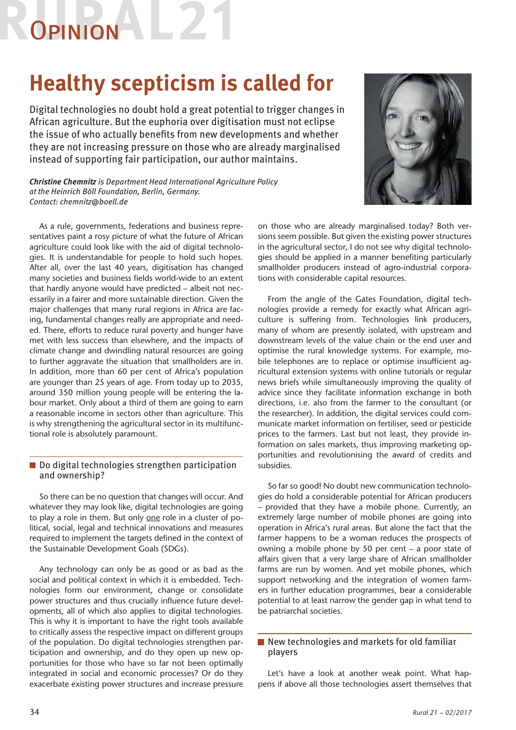# Opinion

# Healthy scepticism is called for

Digital technologies no doubt hold a great potential to trigger changes in African agriculture. But the euphoria over digitisation must not eclipse the issue of who actually benefits from new developments and whether they are not increasing pressure on those who are already marginalised instead of supporting fair participation, our author maintains.

***Christine Chemnitz*** *is Department Head International Agriculture Policy at the Heinrich Böll Foundation, Berlin, Germany.*
*Contact: chemnitz@boell.de*

As a rule, governments, federations and business representatives paint a rosy picture of what the future of African agriculture could look like with the aid of digital technologies. It is understandable for people to hold such hopes. After all, over the last 40 years, digitisation has changed many societies and business fields world-wide to an extent that hardly anyone would have predicted – albeit not necessarily in a fairer and more sustainable direction. Given the major challenges that many rural regions in Africa are facing, fundamental changes really are appropriate and needed. There, efforts to reduce rural poverty and hunger have met with less success than elsewhere, and the impacts of climate change and dwindling natural resources are going to further aggravate the situation that smallholders are in. In addition, more than 60 per cent of Africa's population are younger than 25 years of age. From today up to 2035, around 350 million young people will be entering the labour market. Only about a third of them are going to earn a reasonable income in sectors other than agriculture. This is why strengthening the agricultural sector in its multifunctional role is absolutely paramount.

## Do digital technologies strengthen participation and ownership?

So there can be no question that changes will occur. And whatever they may look like, digital technologies are going to play a role in them. But only one role in a cluster of political, social, legal and technical innovations and measures required to implement the targets defined in the context of the Sustainable Development Goals (SDGs).

Any technology can only be as good or as bad as the social and political context in which it is embedded. Technologies form our environment, change or consolidate power structures and thus crucially influence future developments, all of which also applies to digital technologies. This is why it is important to have the right tools available to critically assess the respective impact on different groups of the population. Do digital technologies strengthen participation and ownership, and do they open up new opportunities for those who have so far not been optimally integrated in social and economic processes? Or do they exacerbate existing power structures and increase pressure on those who are already marginalised today? Both versions seem possible. But given the existing power structures in the agricultural sector, I do not see why digital technologies should be applied in a manner benefiting particularly smallholder producers instead of agro-industrial corporations with considerable capital resources.

From the angle of the Gates Foundation, digital technologies provide a remedy for exactly what African agriculture is suffering from. Technologies link producers, many of whom are presently isolated, with upstream and downstream levels of the value chain or the end user and optimise the rural knowledge systems. For example, mobile telephones are to replace or optimise insufficient agricultural extension systems with online tutorials or regular news briefs while simultaneously improving the quality of advice since they facilitate information exchange in both directions, i.e. also from the farmer to the consultant (or the researcher). In addition, the digital services could communicate market information on fertiliser, seed or pesticide prices to the farmers. Last but not least, they provide information on sales markets, thus improving marketing opportunities and revolutionising the award of credits and subsidies.

So far so good! No doubt new communication technologies do hold a considerable potential for African producers – provided that they have a mobile phone. Currently, an extremely large number of mobile phones are going into operation in Africa's rural areas. But alone the fact that the farmer happens to be a woman reduces the prospects of owning a mobile phone by 50 per cent – a poor state of affairs given that a very large share of African smallholder farms are run by women. And yet mobile phones, which support networking and the integration of women farmers in further education programmes, bear a considerable potential to at least narrow the gender gap in what tend to be patriarchal societies.

## New technologies and markets for old familiar players

Let's have a look at another weak point. What happens if above all those technologies assert themselves that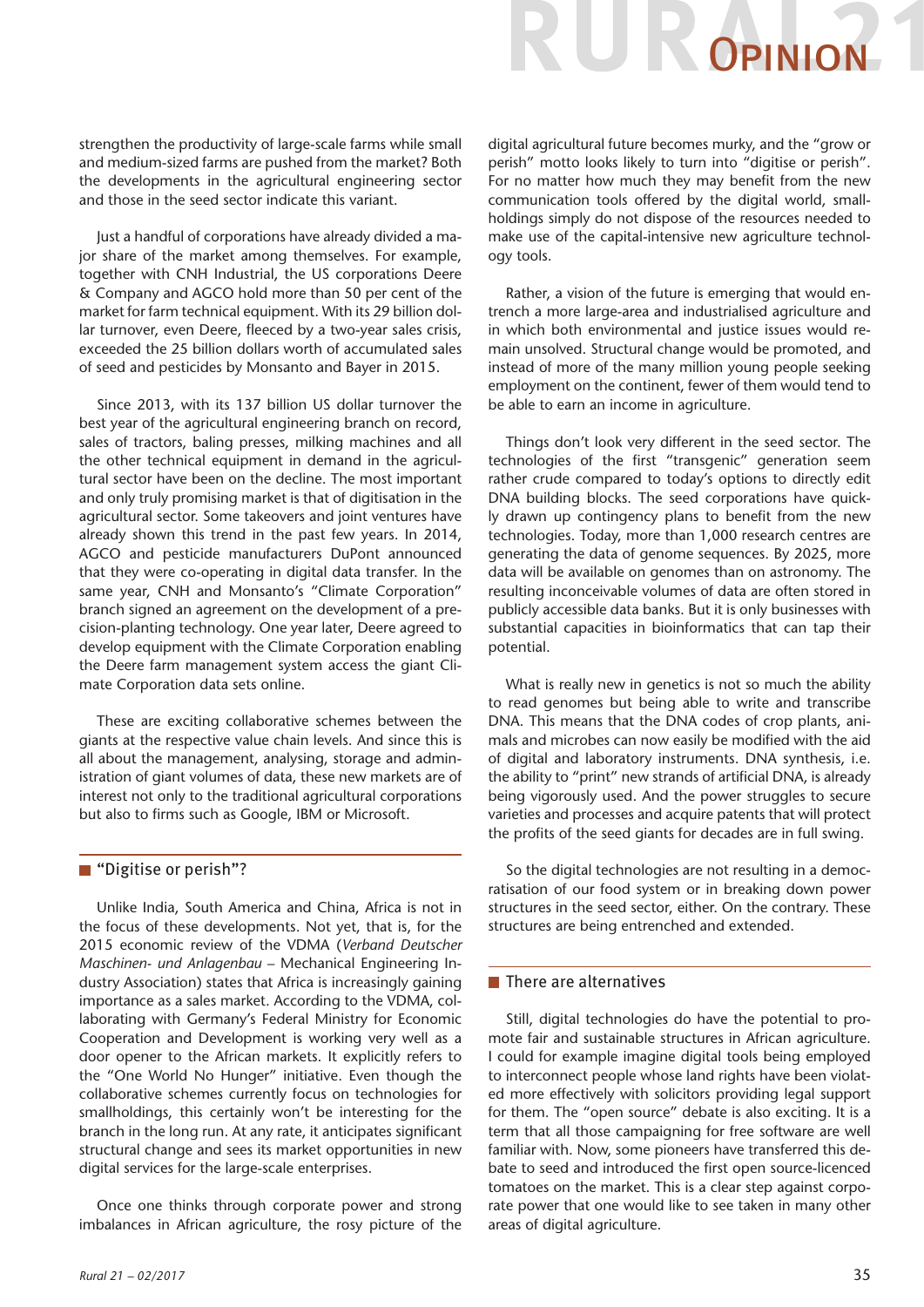strengthen the productivity of large-scale farms while small and medium-sized farms are pushed from the market? Both the developments in the agricultural engineering sector and those in the seed sector indicate this variant.

Just a handful of corporations have already divided a major share of the market among themselves. For example, together with CNH Industrial, the US corporations Deere & Company and AGCO hold more than 50 per cent of the market for farm technical equipment. With its 29 billion dollar turnover, even Deere, fleeced by a two-year sales crisis, exceeded the 25 billion dollars worth of accumulated sales of seed and pesticides by Monsanto and Bayer in 2015.

Since 2013, with its 137 billion US dollar turnover the best year of the agricultural engineering branch on record, sales of tractors, baling presses, milking machines and all the other technical equipment in demand in the agricultural sector have been on the decline. The most important and only truly promising market is that of digitisation in the agricultural sector. Some takeovers and joint ventures have already shown this trend in the past few years. In 2014, AGCO and pesticide manufacturers DuPont announced that they were co-operating in digital data transfer. In the same year, CNH and Monsanto's "Climate Corporation" branch signed an agreement on the development of a precision-planting technology. One year later, Deere agreed to develop equipment with the Climate Corporation enabling the Deere farm management system access the giant Climate Corporation data sets online.

These are exciting collaborative schemes between the giants at the respective value chain levels. And since this is all about the management, analysing, storage and administration of giant volumes of data, these new markets are of interest not only to the traditional agricultural corporations but also to firms such as Google, IBM or Microsoft.

## "Digitise or perish"?

Unlike India, South America and China, Africa is not in the focus of these developments. Not yet, that is, for the 2015 economic review of the VDMA (*Verband Deutscher Maschinen- und Anlagenbau* – Mechanical Engineering Industry Association) states that Africa is increasingly gaining importance as a sales market. According to the VDMA, collaborating with Germany's Federal Ministry for Economic Cooperation and Development is working very well as a door opener to the African markets. It explicitly refers to the "One World No Hunger" initiative. Even though the collaborative schemes currently focus on technologies for smallholdings, this certainly won't be interesting for the branch in the long run. At any rate, it anticipates significant structural change and sees its market opportunities in new digital services for the large-scale enterprises.

Once one thinks through corporate power and strong imbalances in African agriculture, the rosy picture of the digital agricultural future becomes murky, and the "grow or perish" motto looks likely to turn into "digitise or perish". For no matter how much they may benefit from the new communication tools offered by the digital world, smallholdings simply do not dispose of the resources needed to make use of the capital-intensive new agriculture technology tools.

Rather, a vision of the future is emerging that would entrench a more large-area and industrialised agriculture and in which both environmental and justice issues would remain unsolved. Structural change would be promoted, and instead of more of the many million young people seeking employment on the continent, fewer of them would tend to be able to earn an income in agriculture.

Things don't look very different in the seed sector. The technologies of the first "transgenic" generation seem rather crude compared to today's options to directly edit DNA building blocks. The seed corporations have quickly drawn up contingency plans to benefit from the new technologies. Today, more than 1,000 research centres are generating the data of genome sequences. By 2025, more data will be available on genomes than on astronomy. The resulting inconceivable volumes of data are often stored in publicly accessible data banks. But it is only businesses with substantial capacities in bioinformatics that can tap their potential.

What is really new in genetics is not so much the ability to read genomes but being able to write and transcribe DNA. This means that the DNA codes of crop plants, animals and microbes can now easily be modified with the aid of digital and laboratory instruments. DNA synthesis, i.e. the ability to "print" new strands of artificial DNA, is already being vigorously used. And the power struggles to secure varieties and processes and acquire patents that will protect the profits of the seed giants for decades are in full swing.

So the digital technologies are not resulting in a democratisation of our food system or in breaking down power structures in the seed sector, either. On the contrary. These structures are being entrenched and extended.

## There are alternatives

Still, digital technologies do have the potential to promote fair and sustainable structures in African agriculture. I could for example imagine digital tools being employed to interconnect people whose land rights have been violated more effectively with solicitors providing legal support for them. The "open source" debate is also exciting. It is a term that all those campaigning for free software are well familiar with. Now, some pioneers have transferred this debate to seed and introduced the first open source-licenced tomatoes on the market. This is a clear step against corporate power that one would like to see taken in many other areas of digital agriculture.